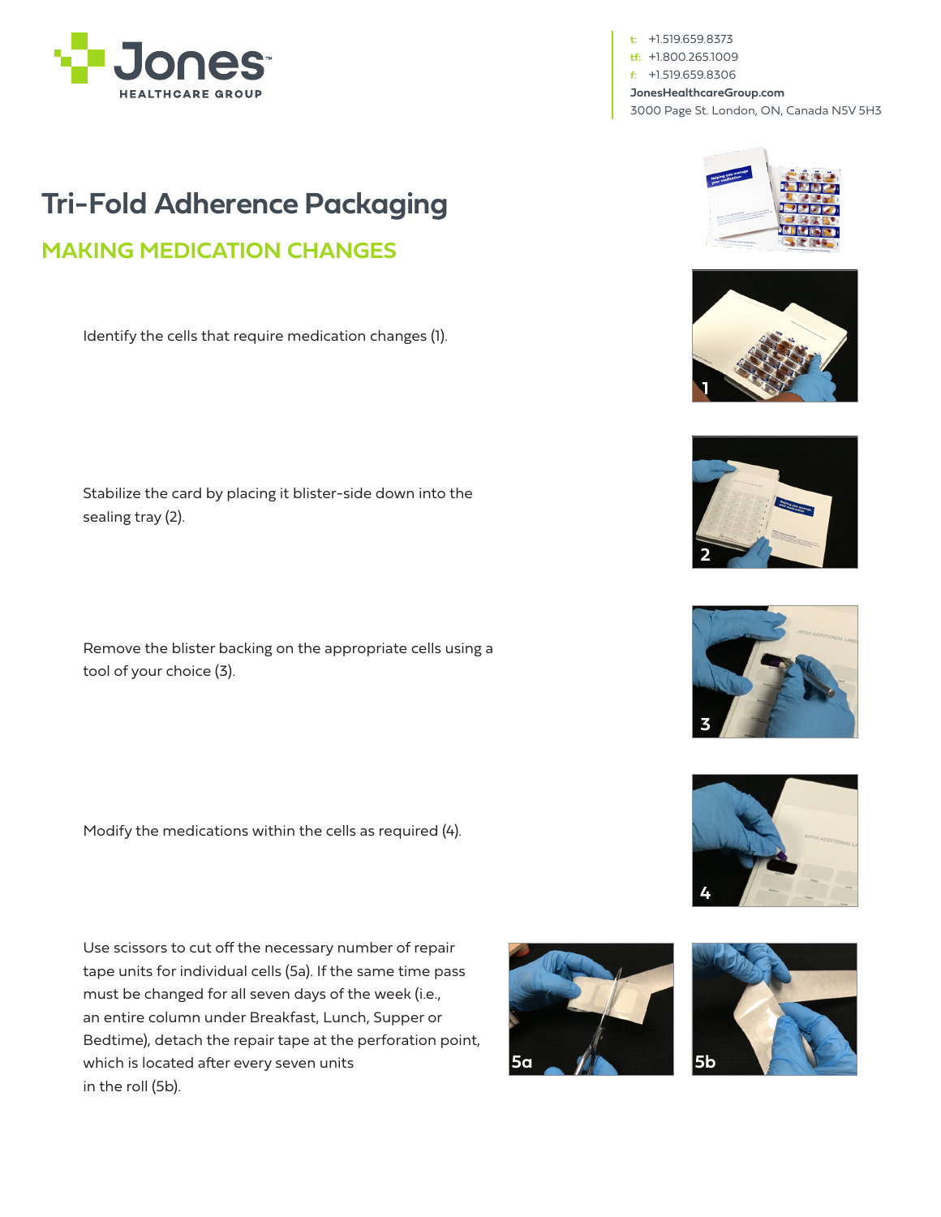Jones HEALTHCARE GROUP

t: +1.519.659.8373
tf: +1.800.265.1009
f: +1.519.659.8306
JonesHealthcareGroup.com
3000 Page St. London, ON, Canada N5V 5H3

# Tri-Fold Adherence Packaging

## MAKING MEDICATION CHANGES

Identify the cells that require medication changes (1).

Stabilize the card by placing it blister-side down into the sealing tray (2).

Remove the blister backing on the appropriate cells using a tool of your choice (3).

Modify the medications within the cells as required (4).

Use scissors to cut off the necessary number of repair tape units for individual cells (5a). If the same time pass must be changed for all seven days of the week (i.e., an entire column under Breakfast, Lunch, Supper or Bedtime), detach the repair tape at the perforation point, which is located after every seven units in the roll (5b).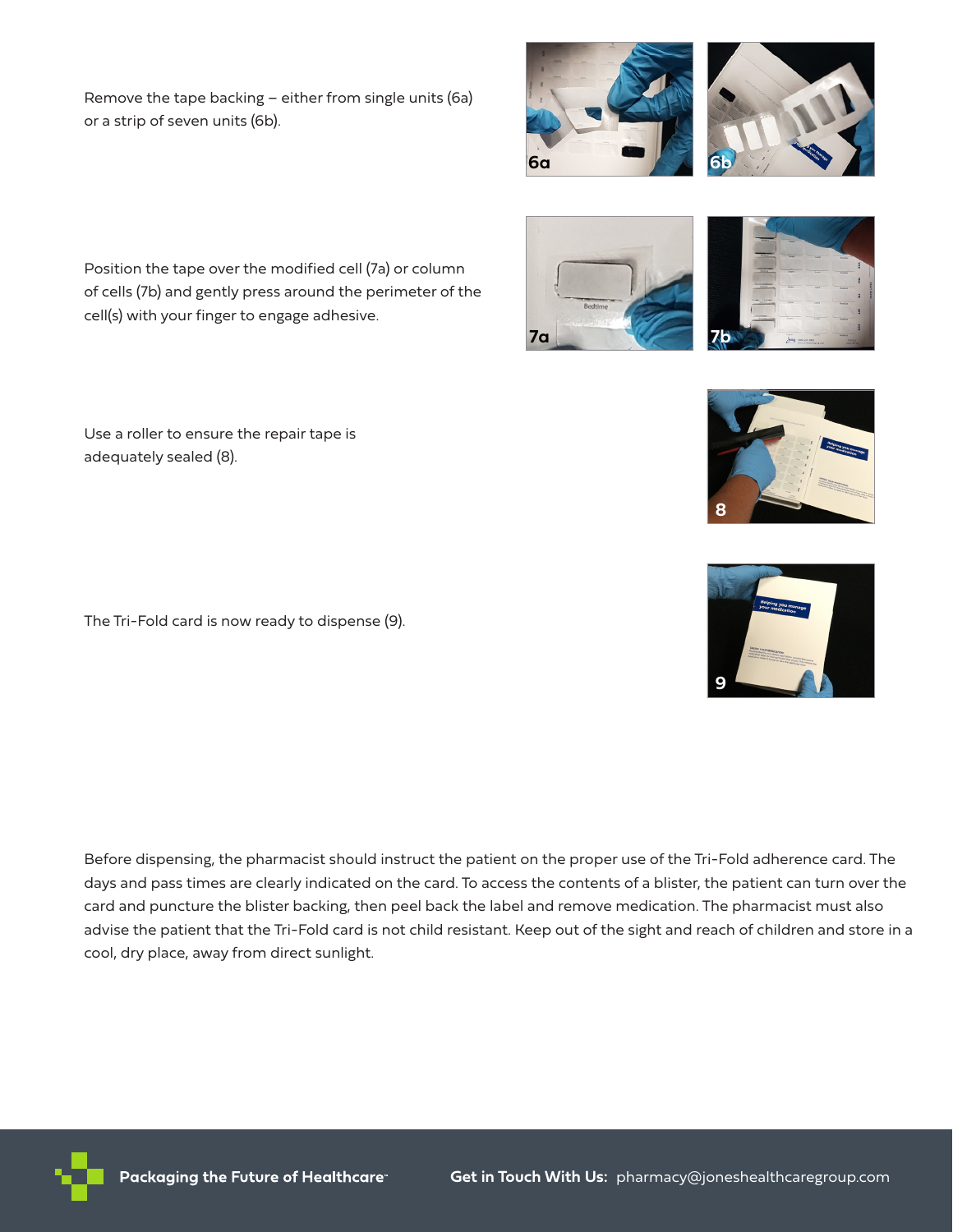Remove the tape backing – either from single units (6a) or a strip of seven units (6b).

Position the tape over the modified cell (7a) or column of cells (7b) and gently press around the perimeter of the cell(s) with your finger to engage adhesive.

Use a roller to ensure the repair tape is adequately sealed (8).

The Tri-Fold card is now ready to dispense (9).

Before dispensing, the pharmacist should instruct the patient on the proper use of the Tri-Fold adherence card. The days and pass times are clearly indicated on the card. To access the contents of a blister, the patient can turn over the card and puncture the blister backing, then peel back the label and remove medication. The pharmacist must also advise the patient that the Tri-Fold card is not child resistant. Keep out of the sight and reach of children and store in a cool, dry place, away from direct sunlight.

**Packaging the Future of Healthcare**™ **Get in Touch With Us:** pharmacy@joneshealthcaregroup.com